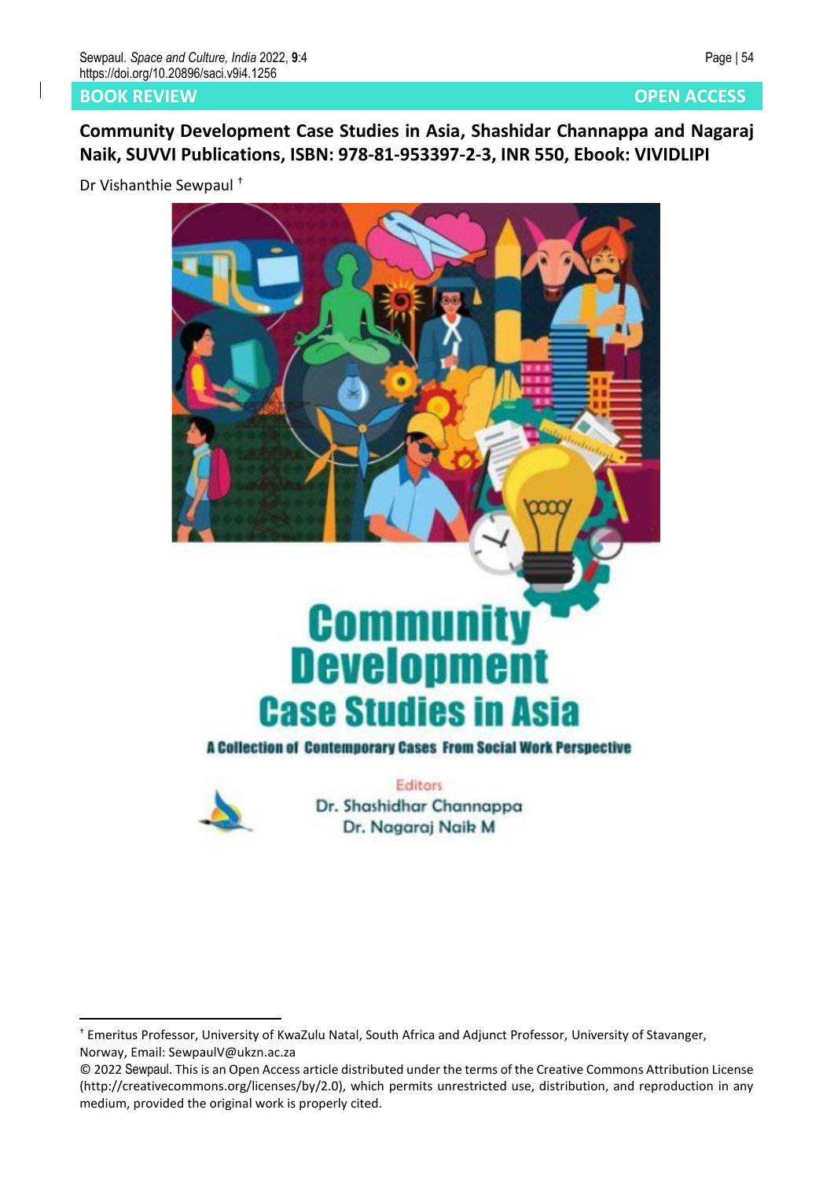**BOOK REVIEW** **OPEN ACCESS**

# Community Development Case Studies in Asia, Shashidar Channappa and Nagaraj Naik, SUVVI Publications, ISBN: 978-81-953397-2-3, INR 550, Ebook: VIVIDLIPI

Dr Vishanthie Sewpaul [†]

---

[†] Emeritus Professor, University of KwaZulu Natal, South Africa and Adjunct Professor, University of Stavanger, Norway, Email: SewpaulV@ukzn.ac.za

© 2022 Sewpaul. This is an Open Access article distributed under the terms of the Creative Commons Attribution License (http://creativecommons.org/licenses/by/2.0), which permits unrestricted use, distribution, and reproduction in any medium, provided the original work is properly cited.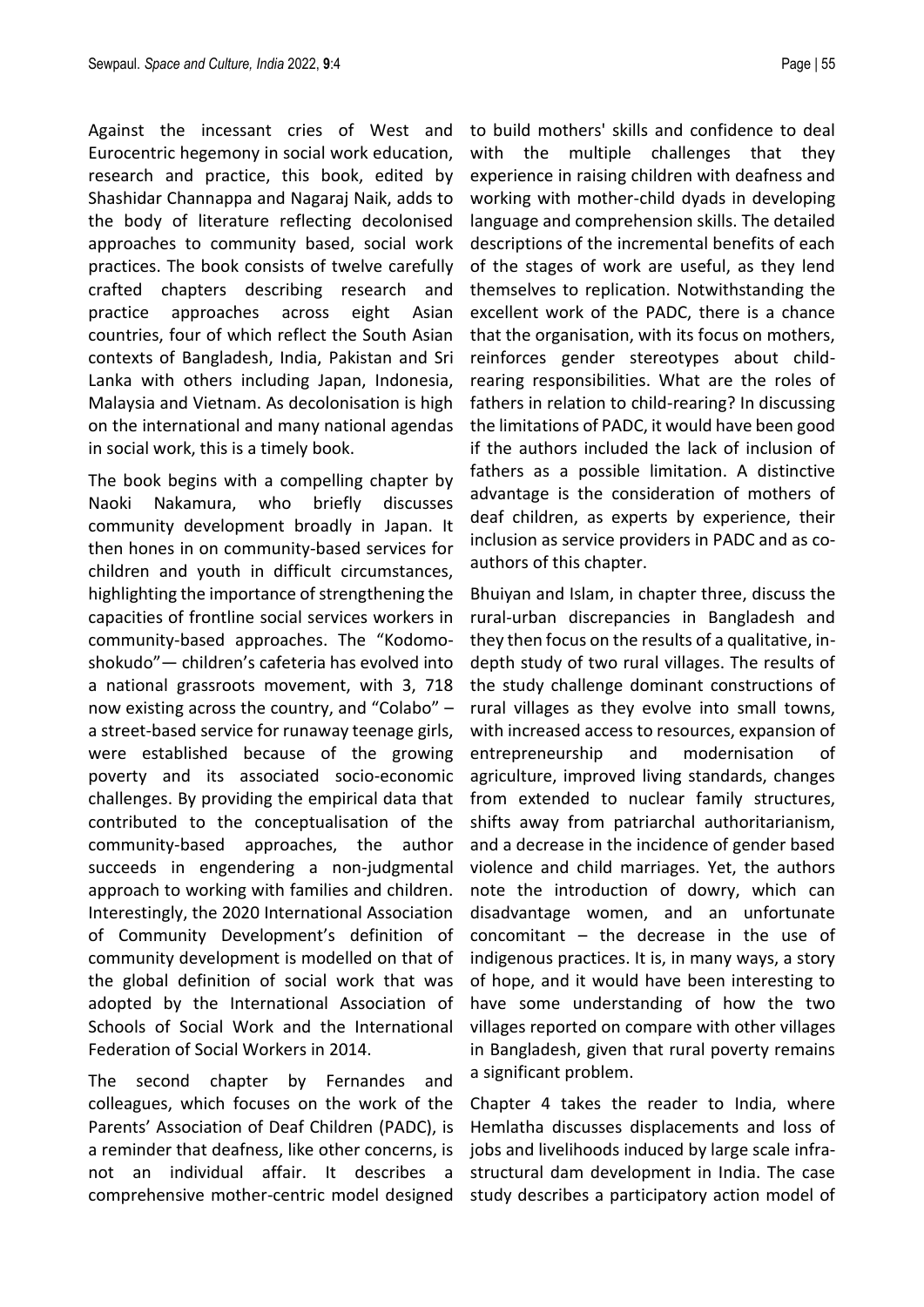Against the incessant cries of West and Eurocentric hegemony in social work education, research and practice, this book, edited by Shashidar Channappa and Nagaraj Naik, adds to the body of literature reflecting decolonised approaches to community based, social work practices. The book consists of twelve carefully crafted chapters describing research and practice approaches across eight Asian countries, four of which reflect the South Asian contexts of Bangladesh, India, Pakistan and Sri Lanka with others including Japan, Indonesia, Malaysia and Vietnam. As decolonisation is high on the international and many national agendas in social work, this is a timely book.

The book begins with a compelling chapter by Naoki Nakamura, who briefly discusses community development broadly in Japan. It then hones in on community-based services for children and youth in difficult circumstances, highlighting the importance of strengthening the capacities of frontline social services workers in community-based approaches. The "Kodomo-shokudo"— children's cafeteria has evolved into a national grassroots movement, with 3, 718 now existing across the country, and "Colabo" – a street-based service for runaway teenage girls, were established because of the growing poverty and its associated socio-economic challenges. By providing the empirical data that contributed to the conceptualisation of the community-based approaches, the author succeeds in engendering a non-judgmental approach to working with families and children. Interestingly, the 2020 International Association of Community Development's definition of community development is modelled on that of the global definition of social work that was adopted by the International Association of Schools of Social Work and the International Federation of Social Workers in 2014.

The second chapter by Fernandes and colleagues, which focuses on the work of the Parents' Association of Deaf Children (PADC), is a reminder that deafness, like other concerns, is not an individual affair. It describes a comprehensive mother-centric model designed to build mothers' skills and confidence to deal with the multiple challenges that they experience in raising children with deafness and working with mother-child dyads in developing language and comprehension skills. The detailed descriptions of the incremental benefits of each of the stages of work are useful, as they lend themselves to replication. Notwithstanding the excellent work of the PADC, there is a chance that the organisation, with its focus on mothers, reinforces gender stereotypes about child-rearing responsibilities. What are the roles of fathers in relation to child-rearing? In discussing the limitations of PADC, it would have been good if the authors included the lack of inclusion of fathers as a possible limitation. A distinctive advantage is the consideration of mothers of deaf children, as experts by experience, their inclusion as service providers in PADC and as co-authors of this chapter.

Bhuiyan and Islam, in chapter three, discuss the rural-urban discrepancies in Bangladesh and they then focus on the results of a qualitative, in-depth study of two rural villages. The results of the study challenge dominant constructions of rural villages as they evolve into small towns, with increased access to resources, expansion of entrepreneurship and modernisation of agriculture, improved living standards, changes from extended to nuclear family structures, shifts away from patriarchal authoritarianism, and a decrease in the incidence of gender based violence and child marriages. Yet, the authors note the introduction of dowry, which can disadvantage women, and an unfortunate concomitant – the decrease in the use of indigenous practices. It is, in many ways, a story of hope, and it would have been interesting to have some understanding of how the two villages reported on compare with other villages in Bangladesh, given that rural poverty remains a significant problem.

Chapter 4 takes the reader to India, where Hemlatha discusses displacements and loss of jobs and livelihoods induced by large scale infra-structural dam development in India. The case study describes a participatory action model of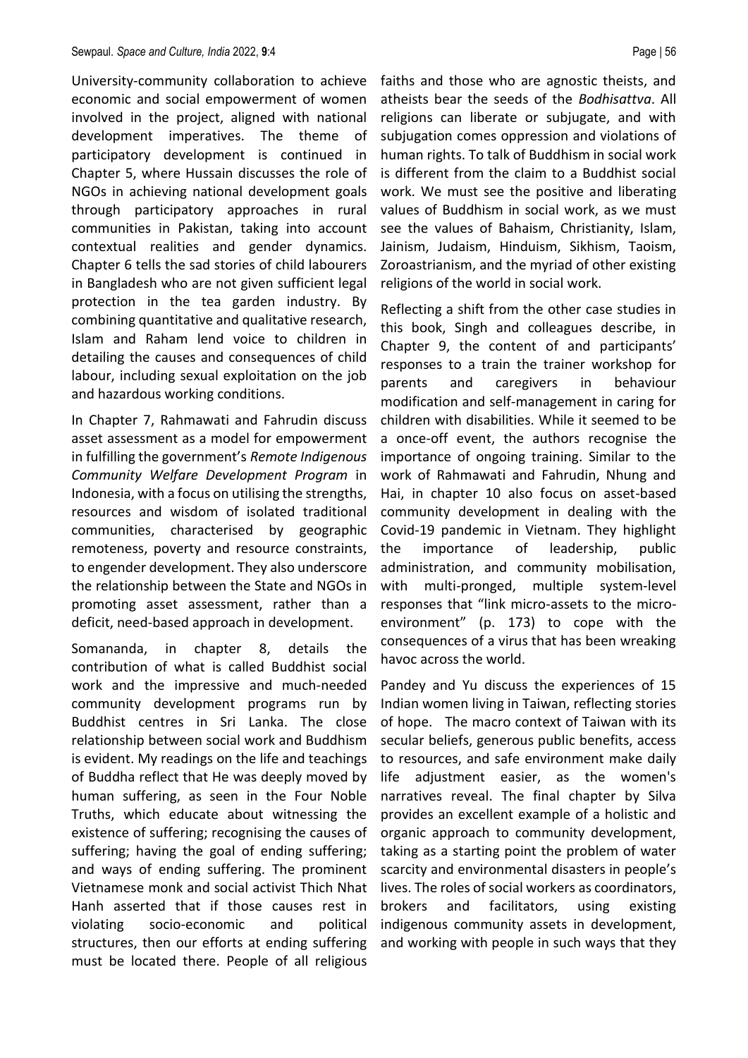University-community collaboration to achieve economic and social empowerment of women involved in the project, aligned with national development imperatives. The theme of participatory development is continued in Chapter 5, where Hussain discusses the role of NGOs in achieving national development goals through participatory approaches in rural communities in Pakistan, taking into account contextual realities and gender dynamics. Chapter 6 tells the sad stories of child labourers in Bangladesh who are not given sufficient legal protection in the tea garden industry. By combining quantitative and qualitative research, Islam and Raham lend voice to children in detailing the causes and consequences of child labour, including sexual exploitation on the job and hazardous working conditions.

In Chapter 7, Rahmawati and Fahrudin discuss asset assessment as a model for empowerment in fulfilling the government's *Remote Indigenous Community Welfare Development Program* in Indonesia, with a focus on utilising the strengths, resources and wisdom of isolated traditional communities, characterised by geographic remoteness, poverty and resource constraints, to engender development. They also underscore the relationship between the State and NGOs in promoting asset assessment, rather than a deficit, need-based approach in development.

Somananda, in chapter 8, details the contribution of what is called Buddhist social work and the impressive and much-needed community development programs run by Buddhist centres in Sri Lanka. The close relationship between social work and Buddhism is evident. My readings on the life and teachings of Buddha reflect that He was deeply moved by human suffering, as seen in the Four Noble Truths, which educate about witnessing the existence of suffering; recognising the causes of suffering; having the goal of ending suffering; and ways of ending suffering. The prominent Vietnamese monk and social activist Thich Nhat Hanh asserted that if those causes rest in violating socio-economic and political structures, then our efforts at ending suffering must be located there. People of all religious faiths and those who are agnostic theists, and atheists bear the seeds of the *Bodhisattva*. All religions can liberate or subjugate, and with subjugation comes oppression and violations of human rights. To talk of Buddhism in social work is different from the claim to a Buddhist social work. We must see the positive and liberating values of Buddhism in social work, as we must see the values of Bahaism, Christianity, Islam, Jainism, Judaism, Hinduism, Sikhism, Taoism, Zoroastrianism, and the myriad of other existing religions of the world in social work.

Reflecting a shift from the other case studies in this book, Singh and colleagues describe, in Chapter 9, the content of and participants' responses to a train the trainer workshop for parents and caregivers in behaviour modification and self-management in caring for children with disabilities. While it seemed to be a once-off event, the authors recognise the importance of ongoing training. Similar to the work of Rahmawati and Fahrudin, Nhung and Hai, in chapter 10 also focus on asset-based community development in dealing with the Covid-19 pandemic in Vietnam. They highlight the importance of leadership, public administration, and community mobilisation, with multi-pronged, multiple system-level responses that "link micro-assets to the micro-environment" (p. 173) to cope with the consequences of a virus that has been wreaking havoc across the world.

Pandey and Yu discuss the experiences of 15 Indian women living in Taiwan, reflecting stories of hope. The macro context of Taiwan with its secular beliefs, generous public benefits, access to resources, and safe environment make daily life adjustment easier, as the women's narratives reveal. The final chapter by Silva provides an excellent example of a holistic and organic approach to community development, taking as a starting point the problem of water scarcity and environmental disasters in people's lives. The roles of social workers as coordinators, brokers and facilitators, using existing indigenous community assets in development, and working with people in such ways that they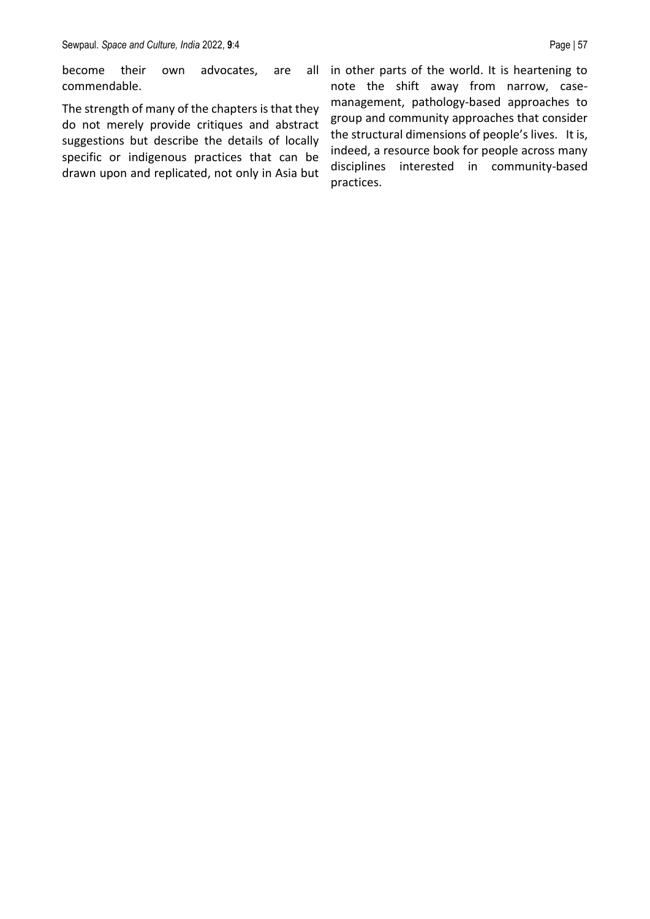become their own advocates, are all commendable.

The strength of many of the chapters is that they do not merely provide critiques and abstract suggestions but describe the details of locally specific or indigenous practices that can be drawn upon and replicated, not only in Asia but in other parts of the world. It is heartening to note the shift away from narrow, case-management, pathology-based approaches to group and community approaches that consider the structural dimensions of people's lives. It is, indeed, a resource book for people across many disciplines interested in community-based practices.